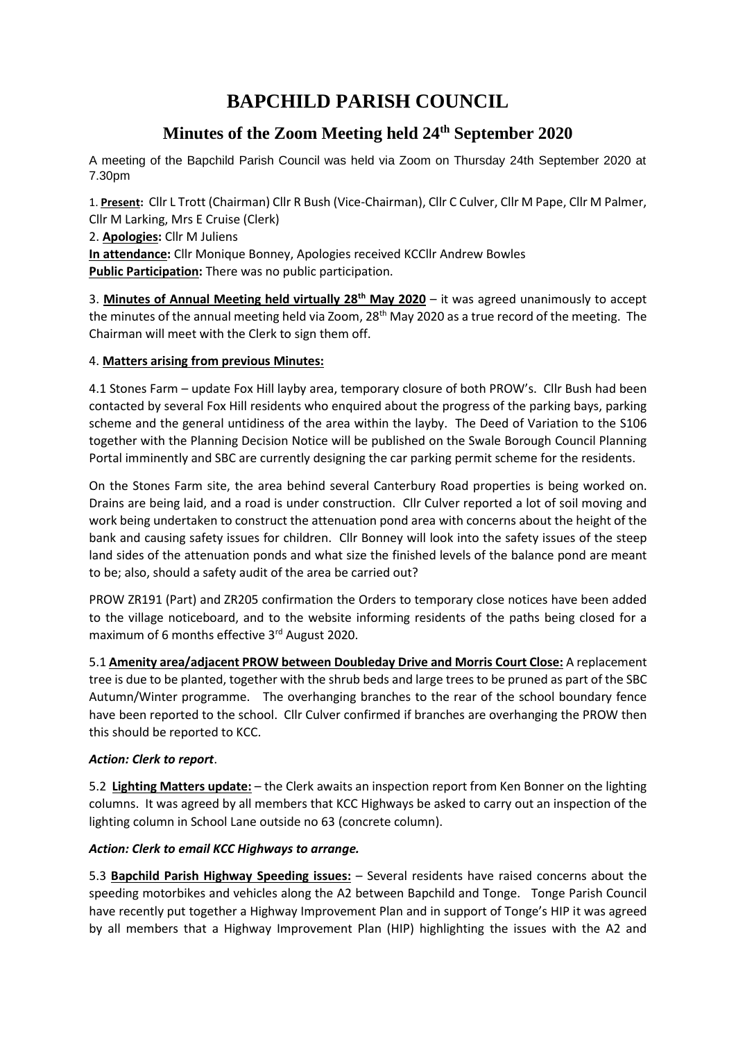# BAPCHILD PARISH COUNCIL

## Minutes of the Zoom Meeting held 24th September 2020

A meeting of the Bapchild Parish Council was held via Zoom on Thursday 24th September 2020 at 7.30pm

1. **Present:** Cllr L Trott (Chairman) Cllr R Bush (Vice-Chairman), Cllr C Culver, Cllr M Pape, Cllr M Palmer, Cllr M Larking, Mrs E Cruise (Clerk)

2. **Apologies:** Cllr M Juliens

**In attendance:** Cllr Monique Bonney, Apologies received KCCllr Andrew Bowles

**Public Participation:** There was no public participation.

3. **Minutes of Annual Meeting held virtually 28th May 2020** – it was agreed unanimously to accept the minutes of the annual meeting held via Zoom, 28th May 2020 as a true record of the meeting. The Chairman will meet with the Clerk to sign them off.

4. **Matters arising from previous Minutes:**

4.1 Stones Farm – update Fox Hill layby area, temporary closure of both PROW's. Cllr Bush had been contacted by several Fox Hill residents who enquired about the progress of the parking bays, parking scheme and the general untidiness of the area within the layby. The Deed of Variation to the S106 together with the Planning Decision Notice will be published on the Swale Borough Council Planning Portal imminently and SBC are currently designing the car parking permit scheme for the residents.

On the Stones Farm site, the area behind several Canterbury Road properties is being worked on. Drains are being laid, and a road is under construction. Cllr Culver reported a lot of soil moving and work being undertaken to construct the attenuation pond area with concerns about the height of the bank and causing safety issues for children. Cllr Bonney will look into the safety issues of the steep land sides of the attenuation ponds and what size the finished levels of the balance pond are meant to be; also, should a safety audit of the area be carried out?

PROW ZR191 (Part) and ZR205 confirmation the Orders to temporary close notices have been added to the village noticeboard, and to the website informing residents of the paths being closed for a maximum of 6 months effective 3rd August 2020.

5.1 **Amenity area/adjacent PROW between Doubleday Drive and Morris Court Close:** A replacement tree is due to be planted, together with the shrub beds and large trees to be pruned as part of the SBC Autumn/Winter programme. The overhanging branches to the rear of the school boundary fence have been reported to the school. Cllr Culver confirmed if branches are overhanging the PROW then this should be reported to KCC.

***Action: Clerk to report*.**

5.2 **Lighting Matters update:** – the Clerk awaits an inspection report from Ken Bonner on the lighting columns. It was agreed by all members that KCC Highways be asked to carry out an inspection of the lighting column in School Lane outside no 63 (concrete column).

***Action: Clerk to email KCC Highways to arrange.***

5.3 **Bapchild Parish Highway Speeding issues:** – Several residents have raised concerns about the speeding motorbikes and vehicles along the A2 between Bapchild and Tonge. Tonge Parish Council have recently put together a Highway Improvement Plan and in support of Tonge's HIP it was agreed by all members that a Highway Improvement Plan (HIP) highlighting the issues with the A2 and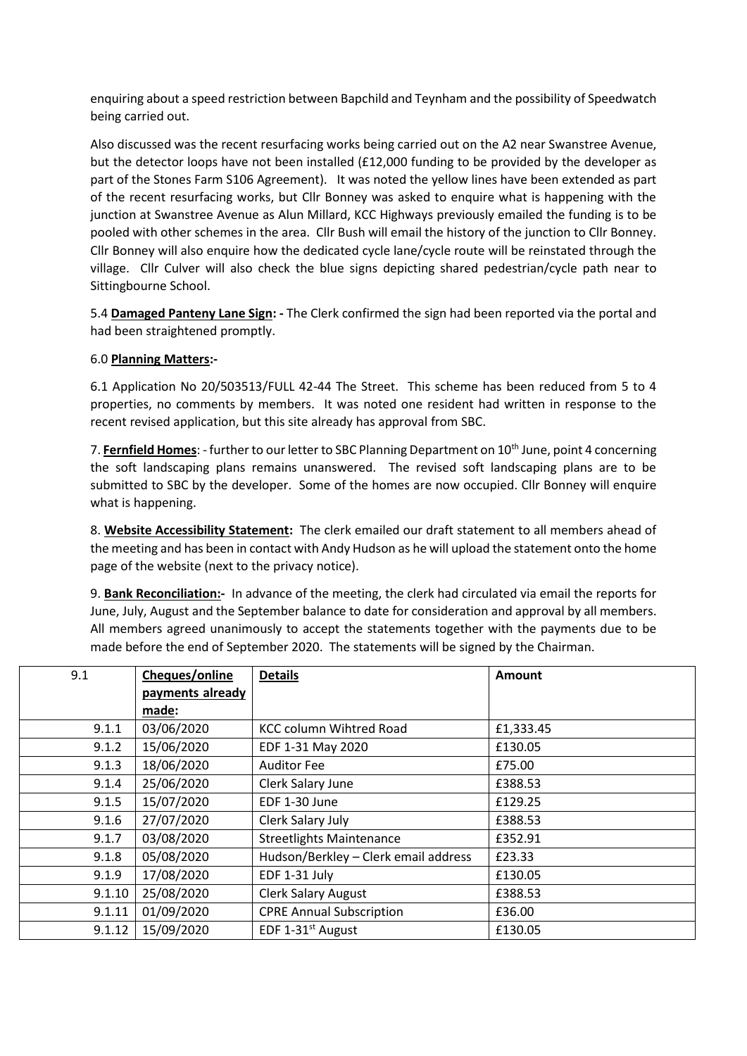enquiring about a speed restriction between Bapchild and Teynham and the possibility of Speedwatch being carried out.

Also discussed was the recent resurfacing works being carried out on the A2 near Swanstree Avenue, but the detector loops have not been installed (£12,000 funding to be provided by the developer as part of the Stones Farm S106 Agreement). It was noted the yellow lines have been extended as part of the recent resurfacing works, but Cllr Bonney was asked to enquire what is happening with the junction at Swanstree Avenue as Alun Millard, KCC Highways previously emailed the funding is to be pooled with other schemes in the area. Cllr Bush will email the history of the junction to Cllr Bonney. Cllr Bonney will also enquire how the dedicated cycle lane/cycle route will be reinstated through the village. Cllr Culver will also check the blue signs depicting shared pedestrian/cycle path near to Sittingbourne School.

5.4 **Damaged Panteny Lane Sign: -** The Clerk confirmed the sign had been reported via the portal and had been straightened promptly.

6.0 **Planning Matters:-**

6.1 Application No 20/503513/FULL 42-44 The Street. This scheme has been reduced from 5 to 4 properties, no comments by members. It was noted one resident had written in response to the recent revised application, but this site already has approval from SBC.

7. **Fernfield Homes**: - further to our letter to SBC Planning Department on 10th June, point 4 concerning the soft landscaping plans remains unanswered. The revised soft landscaping plans are to be submitted to SBC by the developer. Some of the homes are now occupied. Cllr Bonney will enquire what is happening.

8. **Website Accessibility Statement:** The clerk emailed our draft statement to all members ahead of the meeting and has been in contact with Andy Hudson as he will upload the statement onto the home page of the website (next to the privacy notice).

9. **Bank Reconciliation:-** In advance of the meeting, the clerk had circulated via email the reports for June, July, August and the September balance to date for consideration and approval by all members. All members agreed unanimously to accept the statements together with the payments due to be made before the end of September 2020. The statements will be signed by the Chairman.

| 9.1 | **Cheques/online payments already made:** | **Details** | **Amount** |
|---|---|---|---|
| 9.1.1 | 03/06/2020 | KCC column Wihtred Road | £1,333.45 |
| 9.1.2 | 15/06/2020 | EDF 1-31 May 2020 | £130.05 |
| 9.1.3 | 18/06/2020 | Auditor Fee | £75.00 |
| 9.1.4 | 25/06/2020 | Clerk Salary June | £388.53 |
| 9.1.5 | 15/07/2020 | EDF 1-30 June | £129.25 |
| 9.1.6 | 27/07/2020 | Clerk Salary July | £388.53 |
| 9.1.7 | 03/08/2020 | Streetlights Maintenance | £352.91 |
| 9.1.8 | 05/08/2020 | Hudson/Berkley – Clerk email address | £23.33 |
| 9.1.9 | 17/08/2020 | EDF 1-31 July | £130.05 |
| 9.1.10 | 25/08/2020 | Clerk Salary August | £388.53 |
| 9.1.11 | 01/09/2020 | CPRE Annual Subscription | £36.00 |
| 9.1.12 | 15/09/2020 | EDF 1-31st August | £130.05 |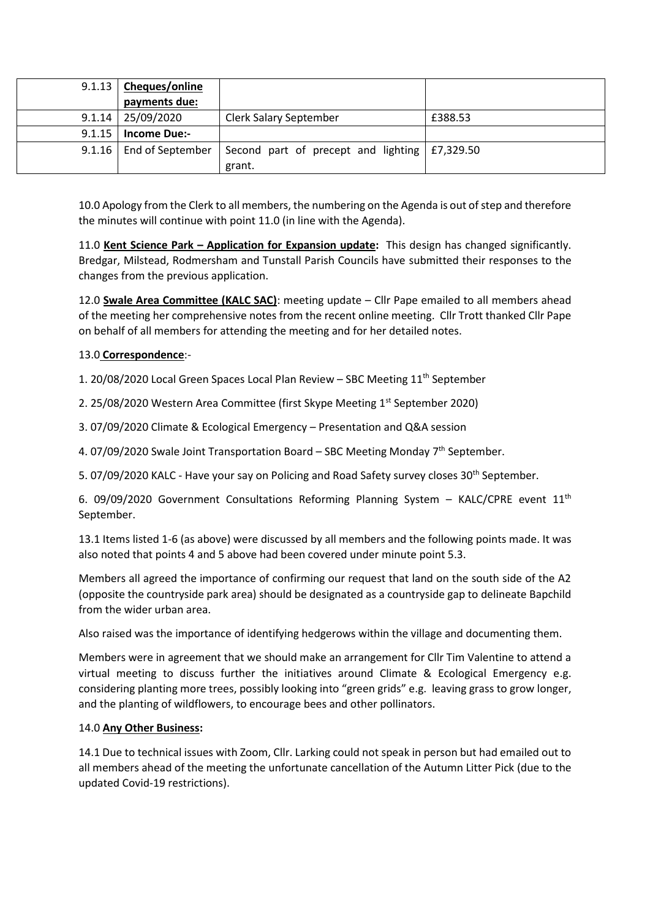| 9.1.13 | **Cheques/online payments due:** | | |
|---|---|---|---|
| 9.1.14 | 25/09/2020 | Clerk Salary September | £388.53 |
| 9.1.15 | **Income Due:-** | | |
| 9.1.16 | End of September | Second part of precept and lighting grant. | £7,329.50 |

10.0 Apology from the Clerk to all members, the numbering on the Agenda is out of step and therefore the minutes will continue with point 11.0 (in line with the Agenda).

11.0 **Kent Science Park – Application for Expansion update:** This design has changed significantly. Bredgar, Milstead, Rodmersham and Tunstall Parish Councils have submitted their responses to the changes from the previous application.

12.0 **Swale Area Committee (KALC SAC)**: meeting update – Cllr Pape emailed to all members ahead of the meeting her comprehensive notes from the recent online meeting. Cllr Trott thanked Cllr Pape on behalf of all members for attending the meeting and for her detailed notes.

13.0 **Correspondence**:-

1. 20/08/2020 Local Green Spaces Local Plan Review – SBC Meeting 11th September

2. 25/08/2020 Western Area Committee (first Skype Meeting 1st September 2020)

3. 07/09/2020 Climate & Ecological Emergency – Presentation and Q&A session

4. 07/09/2020 Swale Joint Transportation Board – SBC Meeting Monday 7th September.

5. 07/09/2020 KALC - Have your say on Policing and Road Safety survey closes 30th September.

6. 09/09/2020 Government Consultations Reforming Planning System – KALC/CPRE event 11th September.

13.1 Items listed 1-6 (as above) were discussed by all members and the following points made. It was also noted that points 4 and 5 above had been covered under minute point 5.3.

Members all agreed the importance of confirming our request that land on the south side of the A2 (opposite the countryside park area) should be designated as a countryside gap to delineate Bapchild from the wider urban area.

Also raised was the importance of identifying hedgerows within the village and documenting them.

Members were in agreement that we should make an arrangement for Cllr Tim Valentine to attend a virtual meeting to discuss further the initiatives around Climate & Ecological Emergency e.g. considering planting more trees, possibly looking into "green grids" e.g. leaving grass to grow longer, and the planting of wildflowers, to encourage bees and other pollinators.

14.0 **Any Other Business:**

14.1 Due to technical issues with Zoom, Cllr. Larking could not speak in person but had emailed out to all members ahead of the meeting the unfortunate cancellation of the Autumn Litter Pick (due to the updated Covid-19 restrictions).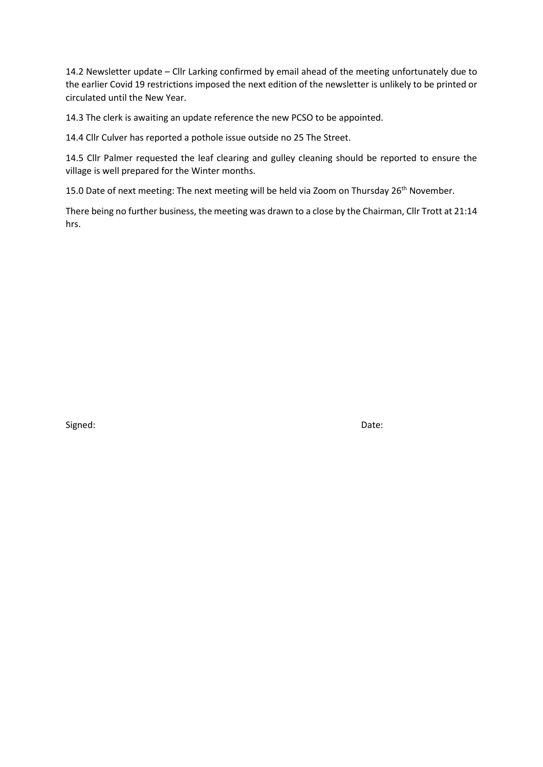14.2 Newsletter update – Cllr Larking confirmed by email ahead of the meeting unfortunately due to the earlier Covid 19 restrictions imposed the next edition of the newsletter is unlikely to be printed or circulated until the New Year.

14.3 The clerk is awaiting an update reference the new PCSO to be appointed.

14.4 Cllr Culver has reported a pothole issue outside no 25 The Street.

14.5 Cllr Palmer requested the leaf clearing and gulley cleaning should be reported to ensure the village is well prepared for the Winter months.

15.0 Date of next meeting: The next meeting will be held via Zoom on Thursday 26th November.

There being no further business, the meeting was drawn to a close by the Chairman, Cllr Trott at 21:14 hrs.

Signed: Date: